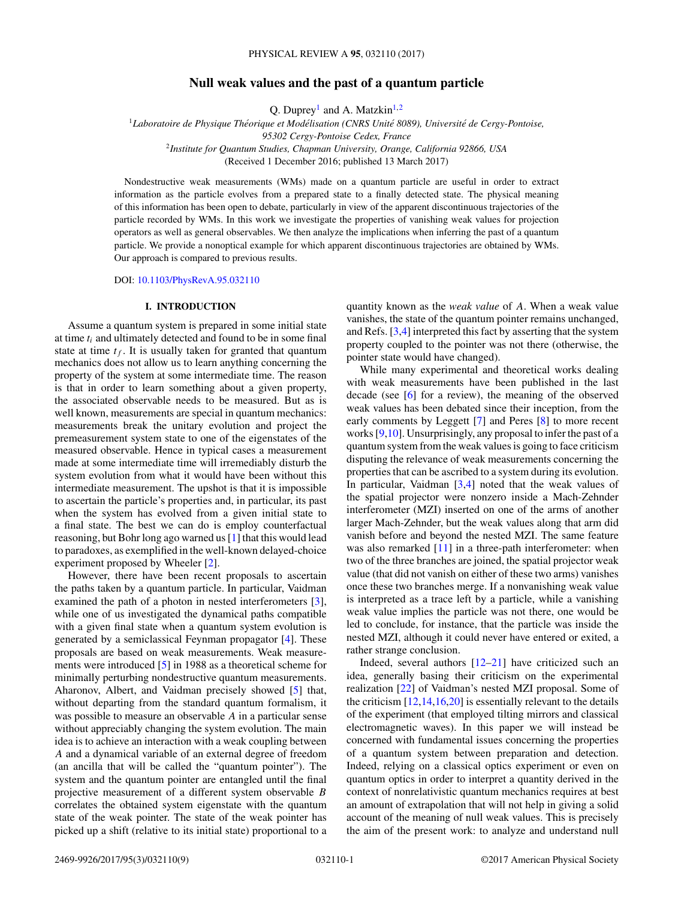# Null weak values and the past of a quantum particle

Q. Duprey[1] and A. Matzkin[1,2]

[1]*Laboratoire de Physique Théorique et Modélisation (CNRS Unité 8089), Université de Cergy-Pontoise, 95302 Cergy-Pontoise Cedex, France*

[2]*Institute for Quantum Studies, Chapman University, Orange, California 92866, USA*

(Received 1 December 2016; published 13 March 2017)

Nondestructive weak measurements (WMs) made on a quantum particle are useful in order to extract information as the particle evolves from a prepared state to a finally detected state. The physical meaning of this information has been open to debate, particularly in view of the apparent discontinuous trajectories of the particle recorded by WMs. In this work we investigate the properties of vanishing weak values for projection operators as well as general observables. We then analyze the implications when inferring the past of a quantum particle. We provide a nonoptical example for which apparent discontinuous trajectories are obtained by WMs. Our approach is compared to previous results.

DOI: 10.1103/PhysRevA.95.032110

## I. INTRODUCTION

Assume a quantum system is prepared in some initial state at time $t_i$ and ultimately detected and found to be in some final state at time $t_f$. It is usually taken for granted that quantum mechanics does not allow us to learn anything concerning the property of the system at some intermediate time. The reason is that in order to learn something about a given property, the associated observable needs to be measured. But as is well known, measurements are special in quantum mechanics: measurements break the unitary evolution and project the premeasurement system state to one of the eigenstates of the measured observable. Hence in typical cases a measurement made at some intermediate time will irremediably disturb the system evolution from what it would have been without this intermediate measurement. The upshot is that it is impossible to ascertain the particle's properties and, in particular, its past when the system has evolved from a given initial state to a final state. The best we can do is employ counterfactual reasoning, but Bohr long ago warned us [1] that this would lead to paradoxes, as exemplified in the well-known delayed-choice experiment proposed by Wheeler [2].

However, there have been recent proposals to ascertain the paths taken by a quantum particle. In particular, Vaidman examined the path of a photon in nested interferometers [3], while one of us investigated the dynamical paths compatible with a given final state when a quantum system evolution is generated by a semiclassical Feynman propagator [4]. These proposals are based on weak measurements. Weak measurements were introduced [5] in 1988 as a theoretical scheme for minimally perturbing nondestructive quantum measurements. Aharonov, Albert, and Vaidman precisely showed [5] that, without departing from the standard quantum formalism, it was possible to measure an observable $A$ in a particular sense without appreciably changing the system evolution. The main idea is to achieve an interaction with a weak coupling between $A$ and a dynamical variable of an external degree of freedom (an ancilla that will be called the "quantum pointer"). The system and the quantum pointer are entangled until the final projective measurement of a different system observable $B$ correlates the obtained system eigenstate with the quantum state of the weak pointer. The state of the weak pointer has picked up a shift (relative to its initial state) proportional to a quantity known as the *weak value* of $A$. When a weak value vanishes, the state of the quantum pointer remains unchanged, and Refs. [3,4] interpreted this fact by asserting that the system property coupled to the pointer was not there (otherwise, the pointer state would have changed).

While many experimental and theoretical works dealing with weak measurements have been published in the last decade (see [6] for a review), the meaning of the observed weak values has been debated since their inception, from the early comments by Leggett [7] and Peres [8] to more recent works [9,10]. Unsurprisingly, any proposal to infer the past of a quantum system from the weak values is going to face criticism disputing the relevance of weak measurements concerning the properties that can be ascribed to a system during its evolution. In particular, Vaidman [3,4] noted that the weak values of the spatial projector were nonzero inside a Mach-Zehnder interferometer (MZI) inserted on one of the arms of another larger Mach-Zehnder, but the weak values along that arm did vanish before and beyond the nested MZI. The same feature was also remarked [11] in a three-path interferometer: when two of the three branches are joined, the spatial projector weak value (that did not vanish on either of these two arms) vanishes once these two branches merge. If a nonvanishing weak value is interpreted as a trace left by a particle, while a vanishing weak value implies the particle was not there, one would be led to conclude, for instance, that the particle was inside the nested MZI, although it could never have entered or exited, a rather strange conclusion.

Indeed, several authors [12–21] have criticized such an idea, generally basing their criticism on the experimental realization [22] of Vaidman's nested MZI proposal. Some of the criticism [12,14,16,20] is essentially relevant to the details of the experiment (that employed tilting mirrors and classical electromagnetic waves). In this paper we will instead be concerned with fundamental issues concerning the properties of a quantum system between preparation and detection. Indeed, relying on a classical optics experiment or even on quantum optics in order to interpret a quantity derived in the context of nonrelativistic quantum mechanics requires at best an amount of extrapolation that will not help in giving a solid account of the meaning of null weak values. This is precisely the aim of the present work: to analyze and understand null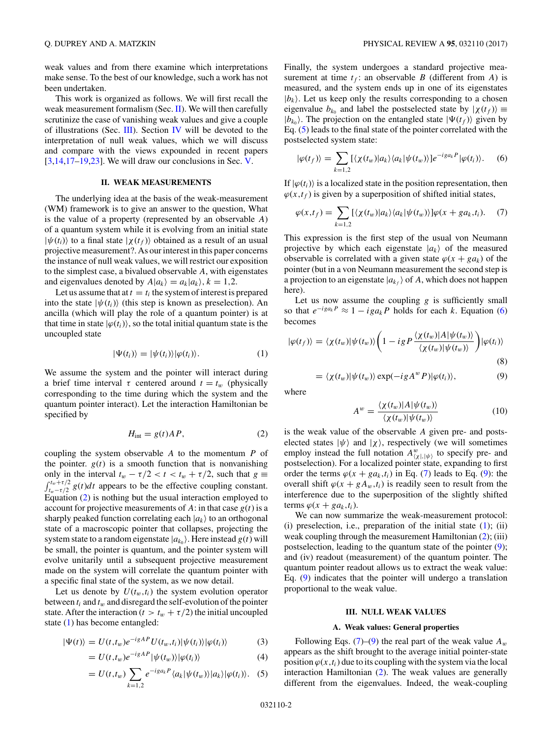weak values and from there examine which interpretations make sense. To the best of our knowledge, such a work has not been undertaken.

This work is organized as follows. We will first recall the weak measurement formalism (Sec. II). We will then carefully scrutinize the case of vanishing weak values and give a couple of illustrations (Sec. III). Section IV will be devoted to the interpretation of null weak values, which we will discuss and compare with the views expounded in recent papers [3,14,17–19,23]. We will draw our conclusions in Sec. V.

## II. WEAK MEASUREMENTS

The underlying idea at the basis of the weak-measurement (WM) framework is to give an answer to the question, What is the value of a property (represented by an observable $A$) of a quantum system while it is evolving from an initial state $|\psi(t_i)\rangle$ to a final state $|\chi(t_f)\rangle$ obtained as a result of an usual projective measurement? As our interest in this paper concerns the instance of null weak values, we will restrict our exposition to the simplest case, a bivalued observable $A$, with eigenstates and eigenvalues denoted by $A|a_k\rangle = a_k|a_k\rangle$, $k = 1,2$.

Let us assume that at $t = t_i$ the system of interest is prepared into the state $|\psi(t_i)\rangle$ (this step is known as preselection). An ancilla (which will play the role of a quantum pointer) is at that time in state $|\varphi(t_i)\rangle$, so the total initial quantum state is the uncoupled state

$$|\Psi(t_i)\rangle = |\psi(t_i)\rangle|\varphi(t_i)\rangle. \tag{1}$$

We assume the system and the pointer will interact during a brief time interval $\tau$ centered around $t = t_w$ (physically corresponding to the time during which the system and the quantum pointer interact). Let the interaction Hamiltonian be specified by

$$H_{\text{int}} = g(t)AP, \tag{2}$$

coupling the system observable $A$ to the momentum $P$ of the pointer. $g(t)$ is a smooth function that is nonvanishing only in the interval $t_w - \tau/2 < t < t_w + \tau/2$, such that $g \equiv \int_{t_w-\tau/2}^{t_w+\tau/2} g(t)dt$ appears to be the effective coupling constant. Equation (2) is nothing but the usual interaction employed to account for projective measurements of $A$: in that case $g(t)$ is a sharply peaked function correlating each $|a_k\rangle$ to an orthogonal state of a macroscopic pointer that collapses, projecting the system state to a random eigenstate $|a_{k_0}\rangle$. Here instead $g(t)$ will be small, the pointer is quantum, and the pointer system will evolve unitarily until a subsequent projective measurement made on the system will correlate the quantum pointer with a specific final state of the system, as we now detail.

Let us denote by $U(t_w,t_i)$ the system evolution operator between $t_i$ and $t_w$ and disregard the self-evolution of the pointer state. After the interaction ($t > t_w + \tau/2$) the initial uncoupled state (1) has become entangled:

$$|\Psi(t)\rangle = U(t,t_w)e^{-igAP}U(t_w,t_i)|\psi(t_i)\rangle|\varphi(t_i)\rangle \tag{3}$$

$$= U(t,t_w)e^{-igAP}|\psi(t_w)\rangle|\varphi(t_i)\rangle \tag{4}$$

$$= U(t,t_w)\sum_{k=1,2} e^{-iga_kP}\langle a_k|\psi(t_w)\rangle|a_k\rangle|\varphi(t_i)\rangle. \tag{5}$$

Finally, the system undergoes a standard projective measurement at time $t_f$: an observable $B$ (different from $A$) is measured, and the system ends up in one of its eigenstates $|b_k\rangle$. Let us keep only the results corresponding to a chosen eigenvalue $b_{k_0}$ and label the postselected state by $|\chi(t_f)\rangle \equiv |b_{k_0}\rangle$. The projection on the entangled state $|\Psi(t_f)\rangle$ given by Eq. (5) leads to the final state of the pointer correlated with the postselected system state:

$$|\varphi(t_f)\rangle = \sum_{k=1,2}[\langle\chi(t_w)|a_k\rangle\langle a_k|\psi(t_w)\rangle]e^{-iga_kP}|\varphi(t_i)\rangle. \tag{6}$$

If $|\varphi(t_i)\rangle$ is a localized state in the position representation, then $\varphi(x,t_f)$ is given by a superposition of shifted initial states,

$$\varphi(x,t_f) = \sum_{k=1,2}[\langle\chi(t_w)|a_k\rangle\langle a_k|\psi(t_w)\rangle]\varphi(x+ga_k,t_i). \tag{7}$$

This expression is the first step of the usual von Neumann projective by which each eigenstate $|a_k\rangle$ of the measured observable is correlated with a given state $\varphi(x+ga_k)$ of the pointer (but in a von Neumann measurement the second step is a projection to an eigenstate $|a_{k_f}\rangle$ of $A$, which does not happen here).

Let us now assume the coupling $g$ is sufficiently small so that $e^{-iga_kP} \approx 1 - iga_kP$ holds for each $k$. Equation (6) becomes

$$|\varphi(t_f)\rangle = \langle\chi(t_w)|\psi(t_w)\rangle\left(1 - igP\frac{\langle\chi(t_w)|A|\psi(t_w)\rangle}{\langle\chi(t_w)|\psi(t_w)\rangle}\right)|\varphi(t_i)\rangle \tag{8}$$

$$= \langle\chi(t_w)|\psi(t_w)\rangle\exp(-igA^wP)|\varphi(t_i)\rangle, \tag{9}$$

where

$$A^w = \frac{\langle\chi(t_w)|A|\psi(t_w)\rangle}{\langle\chi(t_w)|\psi(t_w)\rangle} \tag{10}$$

is the weak value of the observable $A$ given pre- and postselected states $|\psi\rangle$ and $|\chi\rangle$, respectively (we will sometimes employ instead the full notation $A^w_{\langle\chi|,|\psi\rangle}$ to specify pre- and postselection). For a localized pointer state, expanding to first order the terms $\varphi(x+ga_k,t_i)$ in Eq. (7) leads to Eq. (9): the overall shift $\varphi(x+gA_w,t_i)$ is readily seen to result from the interference due to the superposition of the slightly shifted terms $\varphi(x+ga_k,t_i)$.

We can now summarize the weak-measurement protocol: (i) preselection, i.e., preparation of the initial state (1); (ii) weak coupling through the measurement Hamiltonian (2); (iii) postselection, leading to the quantum state of the pointer (9); and (iv) readout (measurement) of the quantum pointer. The quantum pointer readout allows us to extract the weak value: Eq. (9) indicates that the pointer will undergo a translation proportional to the weak value.

## III. NULL WEAK VALUES

### A. Weak values: General properties

Following Eqs. (7)–(9) the real part of the weak value $A_w$ appears as the shift brought to the average initial pointer-state position $\varphi(x,t_i)$ due to its coupling with the system via the local interaction Hamiltonian (2). The weak values are generally different from the eigenvalues. Indeed, the weak-coupling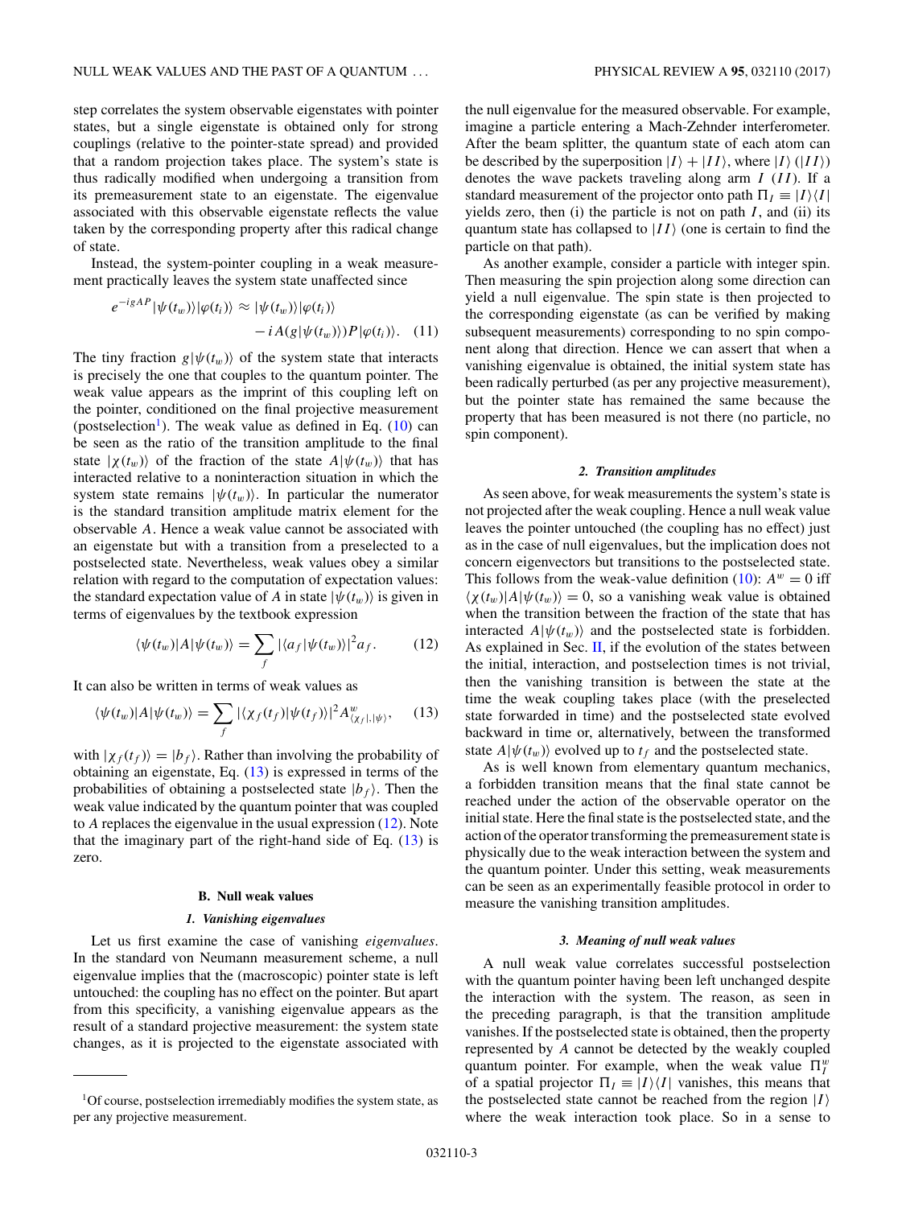step correlates the system observable eigenstates with pointer states, but a single eigenstate is obtained only for strong couplings (relative to the pointer-state spread) and provided that a random projection takes place. The system's state is thus radically modified when undergoing a transition from its premeasurement state to an eigenstate. The eigenvalue associated with this observable eigenstate reflects the value taken by the corresponding property after this radical change of state.

Instead, the system-pointer coupling in a weak measurement practically leaves the system state unaffected since

$$e^{-igAP}|\psi(t_w)\rangle|\varphi(t_i)\rangle \approx |\psi(t_w)\rangle|\varphi(t_i)\rangle - iA(g|\psi(t_w)\rangle)P|\varphi(t_i)\rangle. \quad (11)$$

The tiny fraction $g|\psi(t_w)\rangle$ of the system state that interacts is precisely the one that couples to the quantum pointer. The weak value appears as the imprint of this coupling left on the pointer, conditioned on the final projective measurement (postselection[1]). The weak value as defined in Eq. (10) can be seen as the ratio of the transition amplitude to the final state $|\chi(t_w)\rangle$ of the fraction of the state $A|\psi(t_w)\rangle$ that has interacted relative to a noninteraction situation in which the system state remains $|\psi(t_w)\rangle$. In particular the numerator is the standard transition amplitude matrix element for the observable $A$. Hence a weak value cannot be associated with an eigenstate but with a transition from a preselected to a postselected state. Nevertheless, weak values obey a similar relation with regard to the computation of expectation values: the standard expectation value of $A$ in state $|\psi(t_w)\rangle$ is given in terms of eigenvalues by the textbook expression

$$\langle\psi(t_w)|A|\psi(t_w)\rangle = \sum_f |\langle a_f|\psi(t_w)\rangle|^2 a_f. \quad (12)$$

It can also be written in terms of weak values as

$$\langle\psi(t_w)|A|\psi(t_w)\rangle = \sum_f |\langle\chi_f(t_f)|\psi(t_f)\rangle|^2 A^w_{\langle\chi_f|,|\psi\rangle}, \quad (13)$$

with $|\chi_f(t_f)\rangle = |b_f\rangle$. Rather than involving the probability of obtaining an eigenstate, Eq. (13) is expressed in terms of the probabilities of obtaining a postselected state $|b_f\rangle$. Then the weak value indicated by the quantum pointer that was coupled to $A$ replaces the eigenvalue in the usual expression (12). Note that the imaginary part of the right-hand side of Eq. (13) is zero.

### B. Null weak values

#### 1. Vanishing eigenvalues

Let us first examine the case of vanishing *eigenvalues*. In the standard von Neumann measurement scheme, a null eigenvalue implies that the (macroscopic) pointer state is left untouched: the coupling has no effect on the pointer. But apart from this specificity, a vanishing eigenvalue appears as the result of a standard projective measurement: the system state changes, as it is projected to the eigenstate associated with the null eigenvalue for the measured observable. For example, imagine a particle entering a Mach-Zehnder interferometer. After the beam splitter, the quantum state of each atom can be described by the superposition $|I\rangle + |II\rangle$, where $|I\rangle$ ($|II\rangle$) denotes the wave packets traveling along arm $I$ ($II$). If a standard measurement of the projector onto path $\Pi_I \equiv |I\rangle\langle I|$ yields zero, then (i) the particle is not on path $I$, and (ii) its quantum state has collapsed to $|II\rangle$ (one is certain to find the particle on that path).

As another example, consider a particle with integer spin. Then measuring the spin projection along some direction can yield a null eigenvalue. The spin state is then projected to the corresponding eigenstate (as can be verified by making subsequent measurements) corresponding to no spin component along that direction. Hence we can assert that when a vanishing eigenvalue is obtained, the initial system state has been radically perturbed (as per any projective measurement), but the pointer state has remained the same because the property that has been measured is not there (no particle, no spin component).

#### 2. Transition amplitudes

As seen above, for weak measurements the system's state is not projected after the weak coupling. Hence a null weak value leaves the pointer untouched (the coupling has no effect) just as in the case of null eigenvalues, but the implication does not concern eigenvectors but transitions to the postselected state. This follows from the weak-value definition (10): $A^w = 0$ iff $\langle\chi(t_w)|A|\psi(t_w)\rangle = 0$, so a vanishing weak value is obtained when the transition between the fraction of the state that has interacted $A|\psi(t_w)\rangle$ and the postselected state is forbidden. As explained in Sec. II, if the evolution of the states between the initial, interaction, and postselection times is not trivial, then the vanishing transition is between the state at the time the weak coupling takes place (with the preselected state forwarded in time) and the postselected state evolved backward in time or, alternatively, between the transformed state $A|\psi(t_w)\rangle$ evolved up to $t_f$ and the postselected state.

As is well known from elementary quantum mechanics, a forbidden transition means that the final state cannot be reached under the action of the observable operator on the initial state. Here the final state is the postselected state, and the action of the operator transforming the premeasurement state is physically due to the weak interaction between the system and the quantum pointer. Under this setting, weak measurements can be seen as an experimentally feasible protocol in order to measure the vanishing transition amplitudes.

#### 3. Meaning of null weak values

A null weak value correlates successful postselection with the quantum pointer having been left unchanged despite the interaction with the system. The reason, as seen in the preceding paragraph, is that the transition amplitude vanishes. If the postselected state is obtained, then the property represented by $A$ cannot be detected by the weakly coupled quantum pointer. For example, when the weak value $\Pi_I^w$ of a spatial projector $\Pi_I \equiv |I\rangle\langle I|$ vanishes, this means that the postselected state cannot be reached from the region $|I\rangle$ where the weak interaction took place. So in a sense to

[1] Of course, postselection irremediably modifies the system state, as per any projective measurement.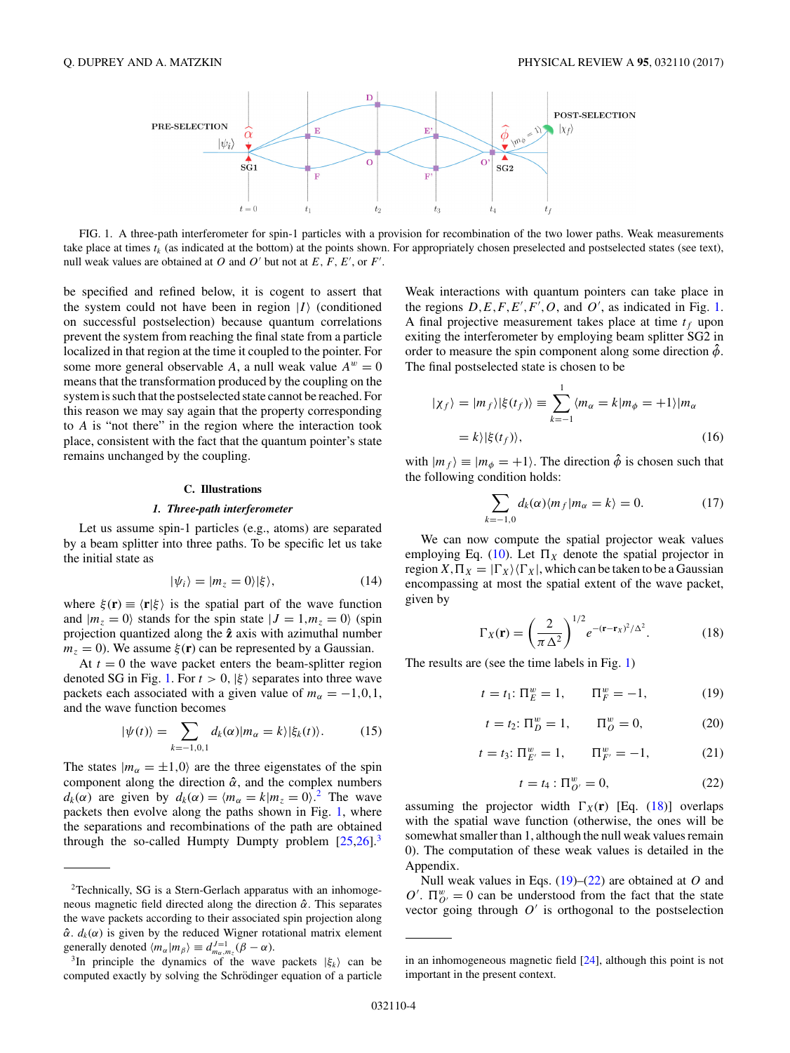FIG. 1. A three-path interferometer for spin-1 particles with a provision for recombination of the two lower paths. Weak measurements take place at times $t_k$ (as indicated at the bottom) at the points shown. For appropriately chosen preselected and postselected states (see text), null weak values are obtained at $O$ and $O'$ but not at $E$, $F$, $E'$, or $F'$.

be specified and refined below, it is cogent to assert that the system could not have been in region $|I\rangle$ (conditioned on successful postselection) because quantum correlations prevent the system from reaching the final state from a particle localized in that region at the time it coupled to the pointer. For some more general observable $A$, a null weak value $A^w = 0$ means that the transformation produced by the coupling on the system is such that the postselected state cannot be reached. For this reason we may say again that the property corresponding to $A$ is "not there" in the region where the interaction took place, consistent with the fact that the quantum pointer's state remains unchanged by the coupling.

### C. Illustrations

#### *1. Three-path interferometer*

Let us assume spin-1 particles (e.g., atoms) are separated by a beam splitter into three paths. To be specific let us take the initial state as

$$|\psi_i\rangle = |m_z = 0\rangle|\xi\rangle, \tag{14}$$

where $\xi(\mathbf{r}) \equiv \langle \mathbf{r}|\xi\rangle$ is the spatial part of the wave function and $|m_z = 0\rangle$ stands for the spin state $|J = 1, m_z = 0\rangle$ (spin projection quantized along the $\hat{\mathbf{z}}$ axis with azimuthal number $m_z = 0$). We assume $\xi(\mathbf{r})$ can be represented by a Gaussian.

At $t = 0$ the wave packet enters the beam-splitter region denoted SG in Fig. 1. For $t > 0$, $|\xi\rangle$ separates into three wave packets each associated with a given value of $m_\alpha = -1, 0, 1$, and the wave function becomes

$$|\psi(t)\rangle = \sum_{k=-1,0,1} d_k(\alpha)|m_\alpha = k\rangle|\xi_k(t)\rangle. \tag{15}$$

The states $|m_\alpha = \pm 1, 0\rangle$ are the three eigenstates of the spin component along the direction $\hat{\alpha}$, and the complex numbers $d_k(\alpha)$ are given by $d_k(\alpha) = \langle m_\alpha = k|m_z = 0\rangle$.[2] The wave packets then evolve along the paths shown in Fig. 1, where the separations and recombinations of the path are obtained through the so-called Humpty Dumpty problem [25,26].[3]

Weak interactions with quantum pointers can take place in the regions $D, E, F, E', F', O$, and $O'$, as indicated in Fig. 1. A final projective measurement takes place at time $t_f$ upon exiting the interferometer by employing beam splitter SG2 in order to measure the spin component along some direction $\hat{\phi}$. The final postselected state is chosen to be

$$|\chi_f\rangle = |m_f\rangle|\xi(t_f)\rangle \equiv \sum_{k=-1}^{1} \langle m_\alpha = k|m_\phi = +1\rangle|m_\alpha = k\rangle|\xi(t_f)\rangle, \tag{16}$$

with $|m_f\rangle \equiv |m_\phi = +1\rangle$. The direction $\hat{\phi}$ is chosen such that the following condition holds:

$$\sum_{k=-1,0} d_k(\alpha)\langle m_f|m_\alpha = k\rangle = 0. \tag{17}$$

We can now compute the spatial projector weak values employing Eq. (10). Let $\Pi_X$ denote the spatial projector in region $X, \Pi_X = |\Gamma_X\rangle\langle\Gamma_X|$, which can be taken to be a Gaussian encompassing at most the spatial extent of the wave packet, given by

$$\Gamma_X(\mathbf{r}) = \left(\frac{2}{\pi\Delta^2}\right)^{1/2} e^{-(\mathbf{r}-\mathbf{r}_X)^2/\Delta^2}. \tag{18}$$

The results are (see the time labels in Fig. 1)

$$t = t_1: \Pi_E^w = 1, \qquad \Pi_F^w = -1, \tag{19}$$

$$t = t_2: \Pi_D^w = 1, \qquad \Pi_O^w = 0, \tag{20}$$

$$t = t_3: \Pi_{E'}^w = 1, \qquad \Pi_{F'}^w = -1, \tag{21}$$

$$t = t_4: \Pi_{O'}^w = 0, \tag{22}$$

assuming the projector width $\Gamma_X(\mathbf{r})$ [Eq. (18)] overlaps with the spatial wave function (otherwise, the ones will be somewhat smaller than 1, although the null weak values remain 0). The computation of these weak values is detailed in the Appendix.

Null weak values in Eqs. (19)–(22) are obtained at $O$ and $O'$. $\Pi_{O'}^w = 0$ can be understood from the fact that the state vector going through $O'$ is orthogonal to the postselection

---

[2] Technically, SG is a Stern-Gerlach apparatus with an inhomogeneous magnetic field directed along the direction $\hat{\alpha}$. This separates the wave packets according to their associated spin projection along $\hat{\alpha}$. $d_k(\alpha)$ is given by the reduced Wigner rotational matrix element generally denoted $\langle m_\alpha|m_\beta\rangle \equiv d^{J=1}_{m_\alpha,m_z}(\beta - \alpha)$.

[3] In principle the dynamics of the wave packets $|\xi_k\rangle$ can be computed exactly by solving the Schrödinger equation of a particle in an inhomogeneous magnetic field [24], although this point is not important in the present context.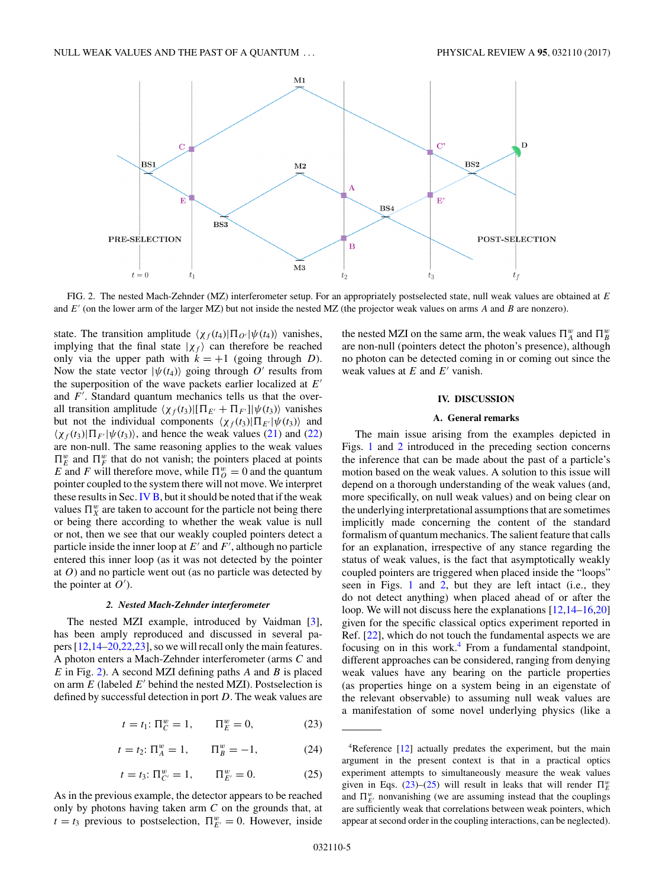FIG. 2. The nested Mach-Zehnder (MZ) interferometer setup. For an appropriately postselected state, null weak values are obtained at $E$ and $E'$ (on the lower arm of the larger MZ) but not inside the nested MZ (the projector weak values on arms $A$ and $B$ are nonzero).

state. The transition amplitude $\langle\chi_f(t_4)|\Pi_{O'}|\psi(t_4)\rangle$ vanishes, implying that the final state $|\chi_f\rangle$ can therefore be reached only via the upper path with $k = +1$ (going through $D$). Now the state vector $|\psi(t_4)\rangle$ going through $O'$ results from the superposition of the wave packets earlier localized at $E'$ and $F'$. Standard quantum mechanics tells us that the overall transition amplitude $\langle\chi_f(t_3)|[\Pi_{E'} + \Pi_{F'}]|\psi(t_3)\rangle$ vanishes but not the individual components $\langle\chi_f(t_3)|\Pi_{E'}|\psi(t_3)\rangle$ and $\langle\chi_f(t_3)|\Pi_{F'}|\psi(t_3)\rangle$, and hence the weak values (21) and (22) are non-null. The same reasoning applies to the weak values $\Pi_E^w$ and $\Pi_F^w$ that do not vanish; the pointers placed at points $E$ and $F$ will therefore move, while $\Pi_O^w = 0$ and the quantum pointer coupled to the system there will not move. We interpret these results in Sec. IV B, but it should be noted that if the weak values $\Pi_X^w$ are taken to account for the particle not being there or being there according to whether the weak value is null or not, then we see that our weakly coupled pointers detect a particle inside the inner loop at $E'$ and $F'$, although no particle entered this inner loop (as it was not detected by the pointer at $O$) and no particle went out (as no particle was detected by the pointer at $O'$).

#### 2. Nested Mach-Zehnder interferometer

The nested MZI example, introduced by Vaidman [3], has been amply reproduced and discussed in several papers [12,14–20,22,23], so we will recall only the main features. A photon enters a Mach-Zehnder interferometer (arms $C$ and $E$ in Fig. 2). A second MZI defining paths $A$ and $B$ is placed on arm $E$ (labeled $E'$ behind the nested MZI). Postselection is defined by successful detection in port $D$. The weak values are

$$t = t_1\text{: } \Pi_C^w = 1, \qquad \Pi_E^w = 0, \tag{23}$$

$$t = t_2\text{: } \Pi_A^w = 1, \qquad \Pi_B^w = -1, \tag{24}$$

$$t = t_3\text{: } \Pi_{C'}^w = 1, \qquad \Pi_{E'}^w = 0. \tag{25}$$

As in the previous example, the detector appears to be reached only by photons having taken arm $C$ on the grounds that, at $t = t_3$ previous to postselection, $\Pi_{E'}^w = 0$. However, inside the nested MZI on the same arm, the weak values $\Pi_A^w$ and $\Pi_B^w$ are non-null (pointers detect the photon's presence), although no photon can be detected coming in or coming out since the weak values at $E$ and $E'$ vanish.

## IV. DISCUSSION

### A. General remarks

The main issue arising from the examples depicted in Figs. 1 and 2 introduced in the preceding section concerns the inference that can be made about the past of a particle's motion based on the weak values. A solution to this issue will depend on a thorough understanding of the weak values (and, more specifically, on null weak values) and on being clear on the underlying interpretational assumptions that are sometimes implicitly made concerning the content of the standard formalism of quantum mechanics. The salient feature that calls for an explanation, irrespective of any stance regarding the status of weak values, is the fact that asymptotically weakly coupled pointers are triggered when placed inside the "loops" seen in Figs. 1 and 2, but they are left intact (i.e., they do not detect anything) when placed ahead of or after the loop. We will not discuss here the explanations [12,14–16,20] given for the specific classical optics experiment reported in Ref. [22], which do not touch the fundamental aspects we are focusing on in this work.[4] From a fundamental standpoint, different approaches can be considered, ranging from denying weak values have any bearing on the particle properties (as properties hinge on a system being in an eigenstate of the relevant observable) to assuming null weak values are a manifestation of some novel underlying physics (like a

---

[4]Reference [12] actually predates the experiment, but the main argument in the present context is that in a practical optics experiment attempts to simultaneously measure the weak values given in Eqs. (23)–(25) will result in leaks that will render $\Pi_E^w$ and $\Pi_{E'}^w$ nonvanishing (we are assuming instead that the couplings are sufficiently weak that correlations between weak pointers, which appear at second order in the coupling interactions, can be neglected).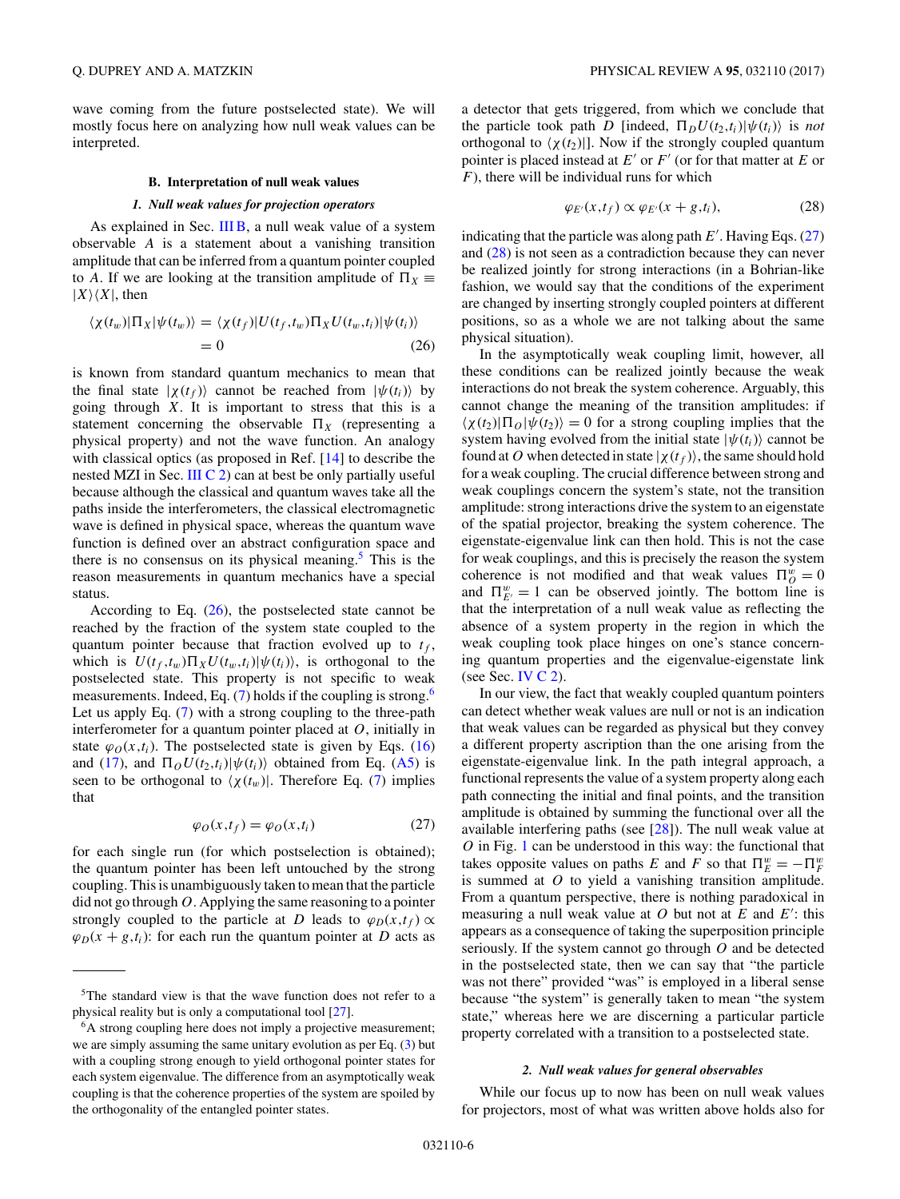wave coming from the future postselected state). We will mostly focus here on analyzing how null weak values can be interpreted.

### B. Interpretation of null weak values

#### 1. Null weak values for projection operators

As explained in Sec. III B, a null weak value of a system observable $A$ is a statement about a vanishing transition amplitude that can be inferred from a quantum pointer coupled to $A$. If we are looking at the transition amplitude of $\Pi_X \equiv |X\rangle\langle X|$, then

$$\begin{aligned}\langle\chi(t_w)|\Pi_X|\psi(t_w)\rangle &= \langle\chi(t_f)|U(t_f,t_w)\Pi_X U(t_w,t_i)|\psi(t_i)\rangle \\ &= 0 \end{aligned} \tag{26}$$

is known from standard quantum mechanics to mean that the final state $|\chi(t_f)\rangle$ cannot be reached from $|\psi(t_i)\rangle$ by going through $X$. It is important to stress that this is a statement concerning the observable $\Pi_X$ (representing a physical property) and not the wave function. An analogy with classical optics (as proposed in Ref. [14] to describe the nested MZI in Sec. III C 2) can at best be only partially useful because although the classical and quantum waves take all the paths inside the interferometers, the classical electromagnetic wave is defined in physical space, whereas the quantum wave function is defined over an abstract configuration space and there is no consensus on its physical meaning.[5] This is the reason measurements in quantum mechanics have a special status.

According to Eq. (26), the postselected state cannot be reached by the fraction of the system state coupled to the quantum pointer because that fraction evolved up to $t_f$, which is $U(t_f,t_w)\Pi_X U(t_w,t_i)|\psi(t_i)\rangle$, is orthogonal to the postselected state. This property is not specific to weak measurements. Indeed, Eq. (7) holds if the coupling is strong.[6] Let us apply Eq. (7) with a strong coupling to the three-path interferometer for a quantum pointer placed at $O$, initially in state $\varphi_O(x,t_i)$. The postselected state is given by Eqs. (16) and (17), and $\Pi_O U(t_2,t_i)|\psi(t_i)\rangle$ obtained from Eq. (A5) is seen to be orthogonal to $\langle\chi(t_w)|$. Therefore Eq. (7) implies that

$$\varphi_O(x,t_f) = \varphi_O(x,t_i) \tag{27}$$

for each single run (for which postselection is obtained); the quantum pointer has been left untouched by the strong coupling. This is unambiguously taken to mean that the particle did not go through $O$. Applying the same reasoning to a pointer strongly coupled to the particle at $D$ leads to $\varphi_D(x,t_f) \propto \varphi_D(x+g,t_i)$: for each run the quantum pointer at $D$ acts as a detector that gets triggered, from which we conclude that the particle took path $D$ [indeed, $\Pi_D U(t_2,t_i)|\psi(t_i)\rangle$ is *not* orthogonal to $\langle\chi(t_2)|$]. Now if the strongly coupled quantum pointer is placed instead at $E'$ or $F'$ (or for that matter at $E$ or $F$), there will be individual runs for which

$$\varphi_{E'}(x,t_f) \propto \varphi_{E'}(x+g,t_i), \tag{28}$$

indicating that the particle was along path $E'$. Having Eqs. (27) and (28) is not seen as a contradiction because they can never be realized jointly for strong interactions (in a Bohrian-like fashion, we would say that the conditions of the experiment are changed by inserting strongly coupled pointers at different positions, so as a whole we are not talking about the same physical situation).

In the asymptotically weak coupling limit, however, all these conditions can be realized jointly because the weak interactions do not break the system coherence. Arguably, this cannot change the meaning of the transition amplitudes: if $\langle\chi(t_2)|\Pi_O|\psi(t_2)\rangle = 0$ for a strong coupling implies that the system having evolved from the initial state $|\psi(t_i)\rangle$ cannot be found at $O$ when detected in state $|\chi(t_f)\rangle$, the same should hold for a weak coupling. The crucial difference between strong and weak couplings concern the system's state, not the transition amplitude: strong interactions drive the system to an eigenstate of the spatial projector, breaking the system coherence. The eigenstate-eigenvalue link can then hold. This is not the case for weak couplings, and this is precisely the reason the system coherence is not modified and that weak values $\Pi_O^w = 0$ and $\Pi_{E'}^w = 1$ can be observed jointly. The bottom line is that the interpretation of a null weak value as reflecting the absence of a system property in the region in which the weak coupling took place hinges on one's stance concerning quantum properties and the eigenvalue-eigenstate link (see Sec. IV C 2).

In our view, the fact that weakly coupled quantum pointers can detect whether weak values are null or not is an indication that weak values can be regarded as physical but they convey a different property ascription than the one arising from the eigenstate-eigenvalue link. In the path integral approach, a functional represents the value of a system property along each path connecting the initial and final points, and the transition amplitude is obtained by summing the functional over all the available interfering paths (see [28]). The null weak value at $O$ in Fig. 1 can be understood in this way: the functional that takes opposite values on paths $E$ and $F$ so that $\Pi_E^w = -\Pi_F^w$ is summed at $O$ to yield a vanishing transition amplitude. From a quantum perspective, there is nothing paradoxical in measuring a null weak value at $O$ but not at $E$ and $E'$: this appears as a consequence of taking the superposition principle seriously. If the system cannot go through $O$ and be detected in the postselected state, then we can say that "the particle was not there" provided "was" is employed in a liberal sense because "the system" is generally taken to mean "the system state," whereas here we are discerning a particular particle property correlated with a transition to a postselected state.

#### 2. Null weak values for general observables

While our focus up to now has been on null weak values for projectors, most of what was written above holds also for

---

[5] The standard view is that the wave function does not refer to a physical reality but is only a computational tool [27].

[6] A strong coupling here does not imply a projective measurement; we are simply assuming the same unitary evolution as per Eq. (3) but with a coupling strong enough to yield orthogonal pointer states for each system eigenvalue. The difference from an asymptotically weak coupling is that the coherence properties of the system are spoiled by the orthogonality of the entangled pointer states.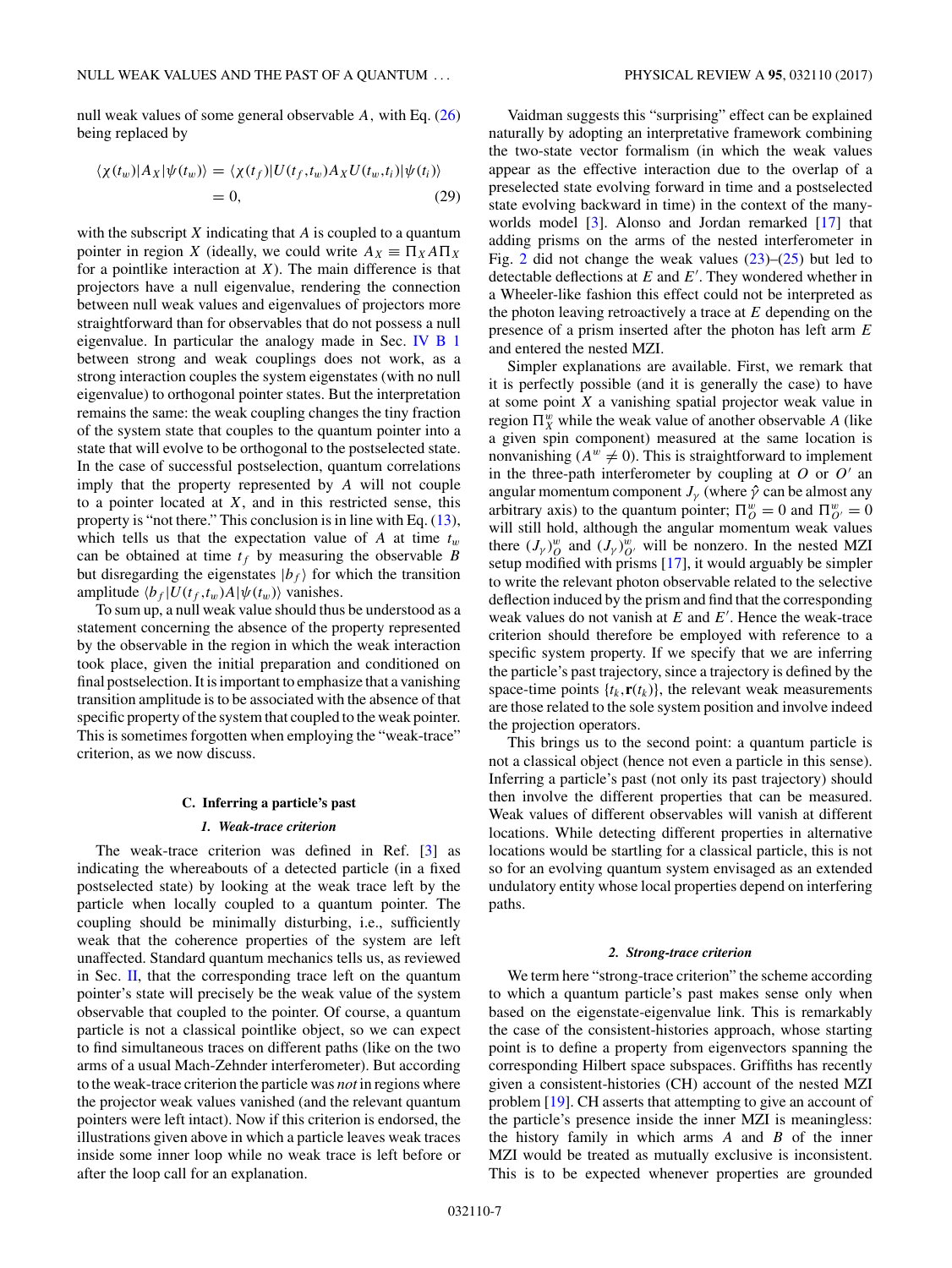null weak values of some general observable $A$, with Eq. (26) being replaced by

$$\langle \chi(t_w)|A_X|\psi(t_w)\rangle = \langle \chi(t_f)|U(t_f,t_w)A_X U(t_w,t_i)|\psi(t_i)\rangle = 0, \quad (29)$$

with the subscript $X$ indicating that $A$ is coupled to a quantum pointer in region $X$ (ideally, we could write $A_X \equiv \Pi_X A \Pi_X$ for a pointlike interaction at $X$). The main difference is that projectors have a null eigenvalue, rendering the connection between null weak values and eigenvalues of projectors more straightforward than for observables that do not possess a null eigenvalue. In particular the analogy made in Sec. IV B 1 between strong and weak couplings does not work, as a strong interaction couples the system eigenstates (with no null eigenvalue) to orthogonal pointer states. But the interpretation remains the same: the weak coupling changes the tiny fraction of the system state that couples to the quantum pointer into a state that will evolve to be orthogonal to the postselected state. In the case of successful postselection, quantum correlations imply that the property represented by $A$ will not couple to a pointer located at $X$, and in this restricted sense, this property is "not there." This conclusion is in line with Eq. (13), which tells us that the expectation value of $A$ at time $t_w$ can be obtained at time $t_f$ by measuring the observable $B$ but disregarding the eigenstates $|b_f\rangle$ for which the transition amplitude $\langle b_f|U(t_f,t_w)A|\psi(t_w)\rangle$ vanishes.

To sum up, a null weak value should thus be understood as a statement concerning the absence of the property represented by the observable in the region in which the weak interaction took place, given the initial preparation and conditioned on final postselection. It is important to emphasize that a vanishing transition amplitude is to be associated with the absence of that specific property of the system that coupled to the weak pointer. This is sometimes forgotten when employing the "weak-trace" criterion, as we now discuss.

### C. Inferring a particle's past

#### 1. Weak-trace criterion

The weak-trace criterion was defined in Ref. [3] as indicating the whereabouts of a detected particle (in a fixed postselected state) by looking at the weak trace left by the particle when locally coupled to a quantum pointer. The coupling should be minimally disturbing, i.e., sufficiently weak that the coherence properties of the system are left unaffected. Standard quantum mechanics tells us, as reviewed in Sec. II, that the corresponding trace left on the quantum pointer's state will precisely be the weak value of the system observable that coupled to the pointer. Of course, a quantum particle is not a classical pointlike object, so we can expect to find simultaneous traces on different paths (like on the two arms of a usual Mach-Zehnder interferometer). But according to the weak-trace criterion the particle was *not* in regions where the projector weak values vanished (and the relevant quantum pointers were left intact). Now if this criterion is endorsed, the illustrations given above in which a particle leaves weak traces inside some inner loop while no weak trace is left before or after the loop call for an explanation.

Vaidman suggests this "surprising" effect can be explained naturally by adopting an interpretative framework combining the two-state vector formalism (in which the weak values appear as the effective interaction due to the overlap of a preselected state evolving forward in time and a postselected state evolving backward in time) in the context of the many-worlds model [3]. Alonso and Jordan remarked [17] that adding prisms on the arms of the nested interferometer in Fig. 2 did not change the weak values (23)–(25) but led to detectable deflections at $E$ and $E'$. They wondered whether in a Wheeler-like fashion this effect could not be interpreted as the photon leaving retroactively a trace at $E$ depending on the presence of a prism inserted after the photon has left arm $E$ and entered the nested MZI.

Simpler explanations are available. First, we remark that it is perfectly possible (and it is generally the case) to have at some point $X$ a vanishing spatial projector weak value in region $\Pi_X^w$ while the weak value of another observable $A$ (like a given spin component) measured at the same location is nonvanishing ($A^w \neq 0$). This is straightforward to implement in the three-path interferometer by coupling at $O$ or $O'$ an angular momentum component $J_\gamma$ (where $\hat{\gamma}$ can be almost any arbitrary axis) to the quantum pointer; $\Pi_O^w = 0$ and $\Pi_{O'}^w = 0$ will still hold, although the angular momentum weak values there $(J_\gamma)_O^w$ and $(J_\gamma)_{O'}^w$ will be nonzero. In the nested MZI setup modified with prisms [17], it would arguably be simpler to write the relevant photon observable related to the selective deflection induced by the prism and find that the corresponding weak values do not vanish at $E$ and $E'$. Hence the weak-trace criterion should therefore be employed with reference to a specific system property. If we specify that we are inferring the particle's past trajectory, since a trajectory is defined by the space-time points $\{t_k,\mathbf{r}(t_k)\}$, the relevant weak measurements are those related to the sole system position and involve indeed the projection operators.

This brings us to the second point: a quantum particle is not a classical object (hence not even a particle in this sense). Inferring a particle's past (not only its past trajectory) should then involve the different properties that can be measured. Weak values of different observables will vanish at different locations. While detecting different properties in alternative locations would be startling for a classical particle, this is not so for an evolving quantum system envisaged as an extended undulatory entity whose local properties depend on interfering paths.

#### 2. Strong-trace criterion

We term here "strong-trace criterion" the scheme according to which a quantum particle's past makes sense only when based on the eigenstate-eigenvalue link. This is remarkably the case of the consistent-histories approach, whose starting point is to define a property from eigenvectors spanning the corresponding Hilbert space subspaces. Griffiths has recently given a consistent-histories (CH) account of the nested MZI problem [19]. CH asserts that attempting to give an account of the particle's presence inside the inner MZI is meaningless: the history family in which arms $A$ and $B$ of the inner MZI would be treated as mutually exclusive is inconsistent. This is to be expected whenever properties are grounded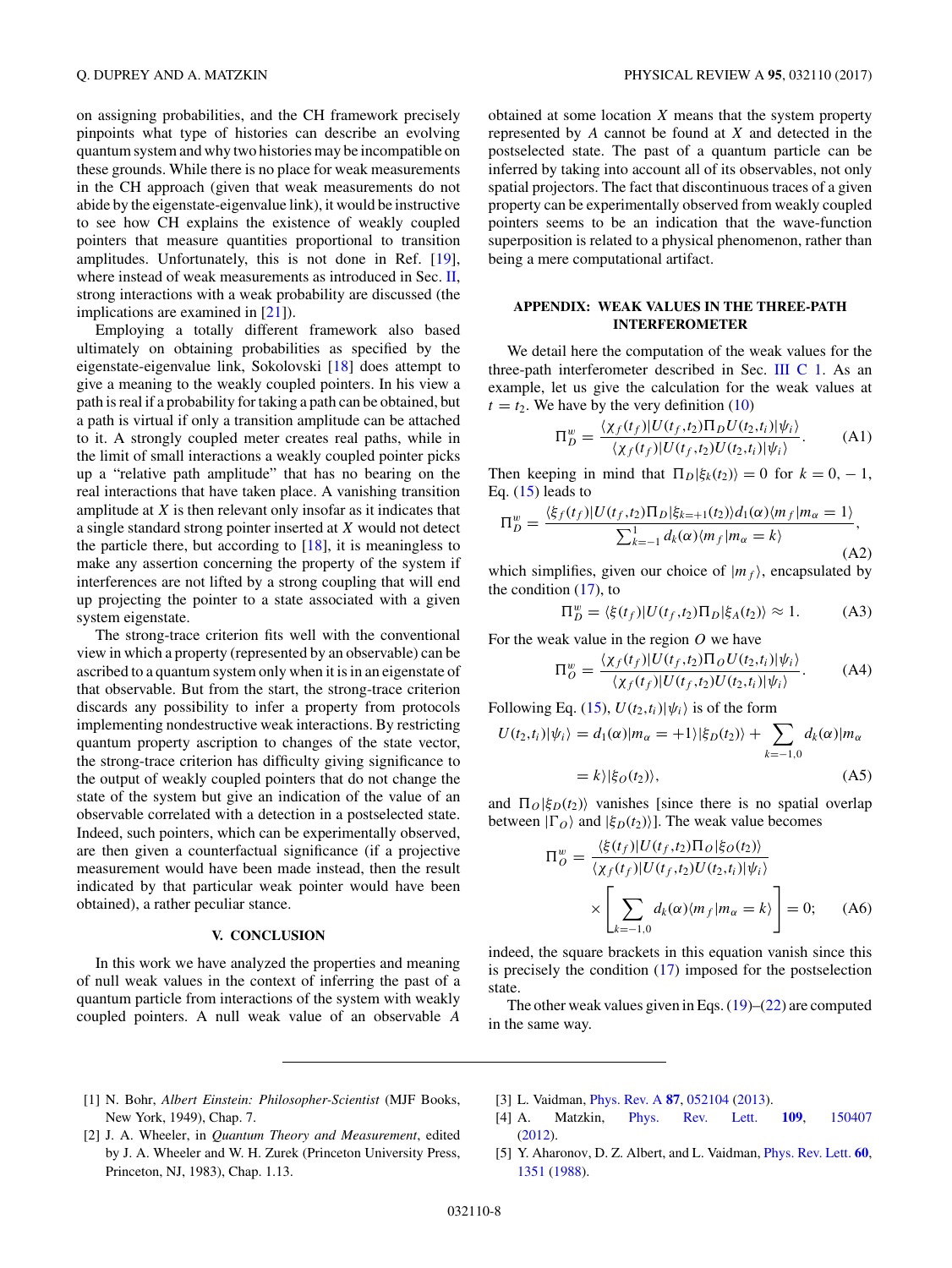on assigning probabilities, and the CH framework precisely pinpoints what type of histories can describe an evolving quantum system and why two histories may be incompatible on these grounds. While there is no place for weak measurements in the CH approach (given that weak measurements do not abide by the eigenstate-eigenvalue link), it would be instructive to see how CH explains the existence of weakly coupled pointers that measure quantities proportional to transition amplitudes. Unfortunately, this is not done in Ref. [19], where instead of weak measurements as introduced in Sec. II, strong interactions with a weak probability are discussed (the implications are examined in [21]).

Employing a totally different framework also based ultimately on obtaining probabilities as specified by the eigenstate-eigenvalue link, Sokolovski [18] does attempt to give a meaning to the weakly coupled pointers. In his view a path is real if a probability for taking a path can be obtained, but a path is virtual if only a transition amplitude can be attached to it. A strongly coupled meter creates real paths, while in the limit of small interactions a weakly coupled pointer picks up a "relative path amplitude" that has no bearing on the real interactions that have taken place. A vanishing transition amplitude at $X$ is then relevant only insofar as it indicates that a single standard strong pointer inserted at $X$ would not detect the particle there, but according to [18], it is meaningless to make any assertion concerning the property of the system if interferences are not lifted by a strong coupling that will end up projecting the pointer to a state associated with a given system eigenstate.

The strong-trace criterion fits well with the conventional view in which a property (represented by an observable) can be ascribed to a quantum system only when it is in an eigenstate of that observable. But from the start, the strong-trace criterion discards any possibility to infer a property from protocols implementing nondestructive weak interactions. By restricting quantum property ascription to changes of the state vector, the strong-trace criterion has difficulty giving significance to the output of weakly coupled pointers that do not change the state of the system but give an indication of the value of an observable correlated with a detection in a postselected state. Indeed, such pointers, which can be experimentally observed, are then given a counterfactual significance (if a projective measurement would have been made instead, then the result indicated by that particular weak pointer would have been obtained), a rather peculiar stance.

## V. CONCLUSION

In this work we have analyzed the properties and meaning of null weak values in the context of inferring the past of a quantum particle from interactions of the system with weakly coupled pointers. A null weak value of an observable $A$ obtained at some location $X$ means that the system property represented by $A$ cannot be found at $X$ and detected in the postselected state. The past of a quantum particle can be inferred by taking into account all of its observables, not only spatial projectors. The fact that discontinuous traces of a given property can be experimentally observed from weakly coupled pointers seems to be an indication that the wave-function superposition is related to a physical phenomenon, rather than being a mere computational artifact.

## APPENDIX: WEAK VALUES IN THE THREE-PATH INTERFEROMETER

We detail here the computation of the weak values for the three-path interferometer described in Sec. III C 1. As an example, let us give the calculation for the weak values at $t = t_2$. We have by the very definition (10)

$$\Pi_D^w = \frac{\langle \chi_f(t_f)|U(t_f,t_2)\Pi_D U(t_2,t_i)|\psi_i\rangle}{\langle \chi_f(t_f)|U(t_f,t_2)U(t_2,t_i)|\psi_i\rangle}. \tag{A1}$$

Then keeping in mind that $\Pi_D|\xi_k(t_2)\rangle = 0$ for $k = 0, -1$, Eq. (15) leads to

$$\Pi_D^w = \frac{\langle \xi_f(t_f)|U(t_f,t_2)\Pi_D|\xi_{k=+1}(t_2)\rangle d_1(\alpha)\langle m_f|m_\alpha = 1\rangle}{\sum_{k=-1}^{1} d_k(\alpha)\langle m_f|m_\alpha = k\rangle}, \tag{A2}$$

which simplifies, given our choice of $|m_f\rangle$, encapsulated by the condition (17), to

$$\Pi_D^w = \langle \xi(t_f)|U(t_f,t_2)\Pi_D|\xi_A(t_2)\rangle \approx 1. \tag{A3}$$

For the weak value in the region $O$ we have

$$\Pi_O^w = \frac{\langle \chi_f(t_f)|U(t_f,t_2)\Pi_O U(t_2,t_i)|\psi_i\rangle}{\langle \chi_f(t_f)|U(t_f,t_2)U(t_2,t_i)|\psi_i\rangle}. \tag{A4}$$

Following Eq. (15), $U(t_2,t_i)|\psi_i\rangle$ is of the form

$$U(t_2,t_i)|\psi_i\rangle = d_1(\alpha)|m_\alpha = +1\rangle|\xi_D(t_2)\rangle + \sum_{k=-1,0} d_k(\alpha)|m_\alpha = k\rangle|\xi_O(t_2)\rangle, \tag{A5}$$

and $\Pi_O|\xi_D(t_2)\rangle$ vanishes [since there is no spatial overlap between $|\Gamma_O\rangle$ and $|\xi_D(t_2)\rangle$]. The weak value becomes

$$\Pi_O^w = \frac{\langle \xi(t_f)|U(t_f,t_2)\Pi_O|\xi_O(t_2)\rangle}{\langle \chi_f(t_f)|U(t_f,t_2)U(t_2,t_i)|\psi_i\rangle} \times \left[\sum_{k=-1,0} d_k(\alpha)\langle m_f|m_\alpha = k\rangle\right] = 0; \tag{A6}$$

indeed, the square brackets in this equation vanish since this is precisely the condition (17) imposed for the postselection state.

The other weak values given in Eqs. (19)–(22) are computed in the same way.

---

[1] N. Bohr, *Albert Einstein: Philosopher-Scientist* (MJF Books, New York, 1949), Chap. 7.

[2] J. A. Wheeler, in *Quantum Theory and Measurement*, edited by J. A. Wheeler and W. H. Zurek (Princeton University Press, Princeton, NJ, 1983), Chap. 1.13.

[3] L. Vaidman, Phys. Rev. A **87**, 052104 (2013).

[4] A. Matzkin, Phys. Rev. Lett. **109**, 150407 (2012).

[5] Y. Aharonov, D. Z. Albert, and L. Vaidman, Phys. Rev. Lett. **60**, 1351 (1988).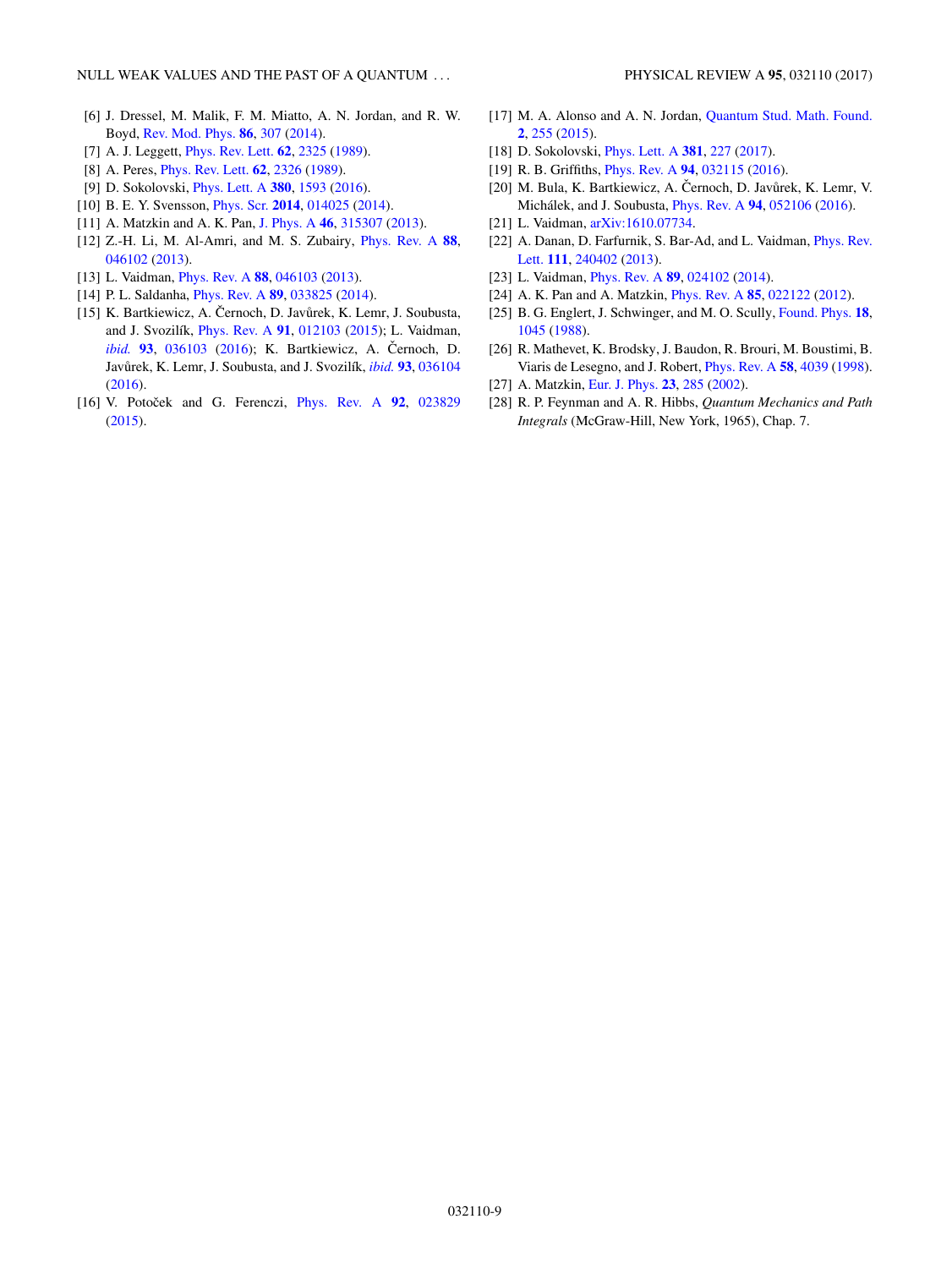[6] J. Dressel, M. Malik, F. M. Miatto, A. N. Jordan, and R. W. Boyd, Rev. Mod. Phys. **86**, 307 (2014).

[7] A. J. Leggett, Phys. Rev. Lett. **62**, 2325 (1989).

[8] A. Peres, Phys. Rev. Lett. **62**, 2326 (1989).

[9] D. Sokolovski, Phys. Lett. A **380**, 1593 (2016).

[10] B. E. Y. Svensson, Phys. Scr. **2014**, 014025 (2014).

[11] A. Matzkin and A. K. Pan, J. Phys. A **46**, 315307 (2013).

[12] Z.-H. Li, M. Al-Amri, and M. S. Zubairy, Phys. Rev. A **88**, 046102 (2013).

[13] L. Vaidman, Phys. Rev. A **88**, 046103 (2013).

[14] P. L. Saldanha, Phys. Rev. A **89**, 033825 (2014).

[15] K. Bartkiewicz, A. Černoch, D. Javůrek, K. Lemr, J. Soubusta, and J. Svozilík, Phys. Rev. A **91**, 012103 (2015); L. Vaidman, *ibid.* **93**, 036103 (2016); K. Bartkiewicz, A. Černoch, D. Javůrek, K. Lemr, J. Soubusta, and J. Svozilík, *ibid.* **93**, 036104 (2016).

[16] V. Potoček and G. Ferenczi, Phys. Rev. A **92**, 023829 (2015).

[17] M. A. Alonso and A. N. Jordan, Quantum Stud. Math. Found. **2**, 255 (2015).

[18] D. Sokolovski, Phys. Lett. A **381**, 227 (2017).

[19] R. B. Griffiths, Phys. Rev. A **94**, 032115 (2016).

[20] M. Bula, K. Bartkiewicz, A. Černoch, D. Javůrek, K. Lemr, V. Michálek, and J. Soubusta, Phys. Rev. A **94**, 052106 (2016).

[21] L. Vaidman, arXiv:1610.07734.

[22] A. Danan, D. Farfurnik, S. Bar-Ad, and L. Vaidman, Phys. Rev. Lett. **111**, 240402 (2013).

[23] L. Vaidman, Phys. Rev. A **89**, 024102 (2014).

[24] A. K. Pan and A. Matzkin, Phys. Rev. A **85**, 022122 (2012).

[25] B. G. Englert, J. Schwinger, and M. O. Scully, Found. Phys. **18**, 1045 (1988).

[26] R. Mathevet, K. Brodsky, J. Baudon, R. Brouri, M. Boustimi, B. Viaris de Lesegno, and J. Robert, Phys. Rev. A **58**, 4039 (1998).

[27] A. Matzkin, Eur. J. Phys. **23**, 285 (2002).

[28] R. P. Feynman and A. R. Hibbs, *Quantum Mechanics and Path Integrals* (McGraw-Hill, New York, 1965), Chap. 7.